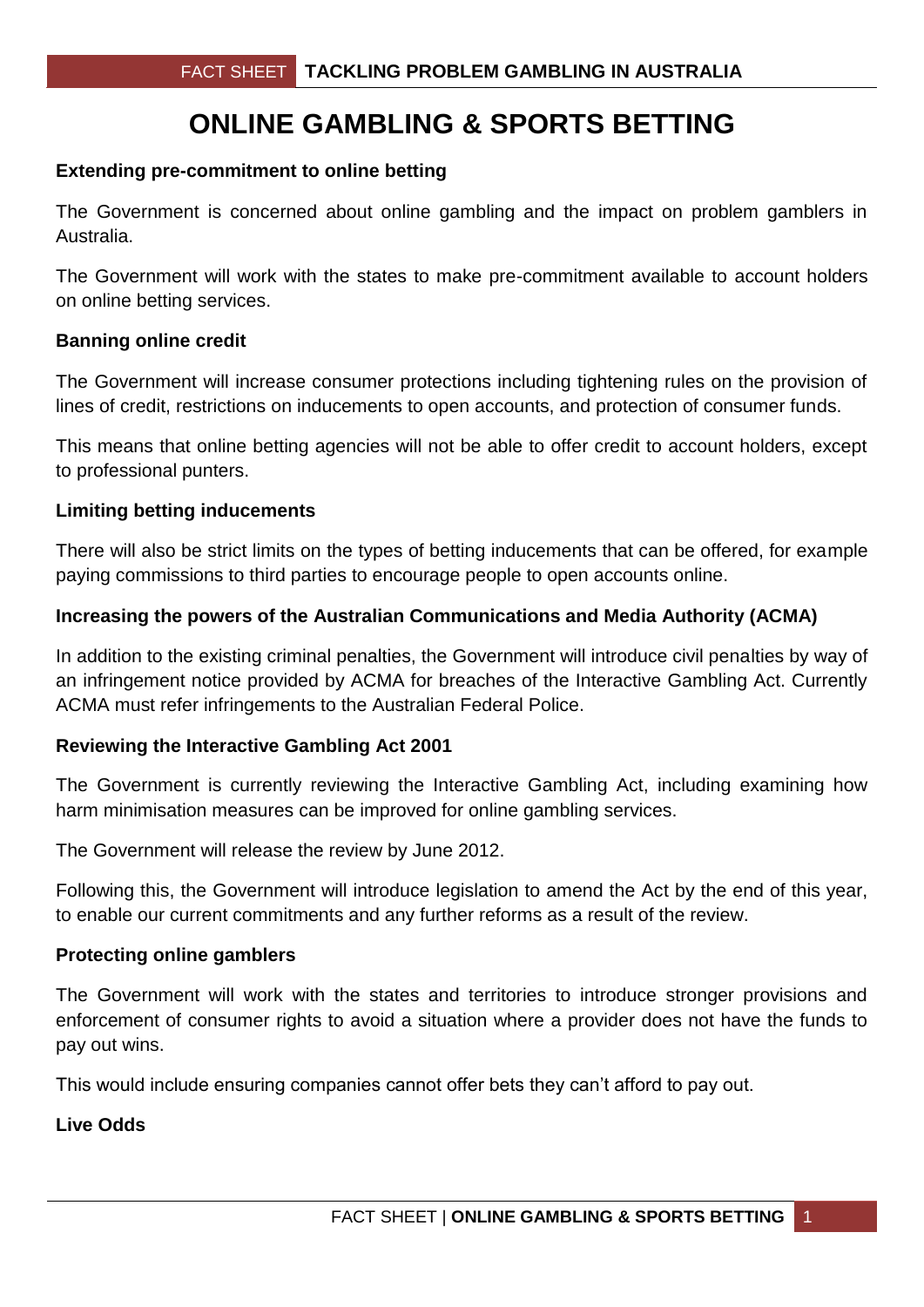# ONLINE GAMBLING & SPORTS BETTING

### Extending pre-commitment to online betting

The Government is concerned about online gambling and the impact on problem gamblers in Australia.

The Government will work with the states to make pre-commitment available to account holders on online betting services.

### Banning online credit

The Government will increase consumer protections including tightening rules on the provision of lines of credit, restrictions on inducements to open accounts, and protection of consumer funds.

This means that online betting agencies will not be able to offer credit to account holders, except to professional punters.

### Limiting betting inducements

There will also be strict limits on the types of betting inducements that can be offered, for example paying commissions to third parties to encourage people to open accounts online.

### Increasing the powers of the Australian Communications and Media Authority (ACMA)

In addition to the existing criminal penalties, the Government will introduce civil penalties by way of an infringement notice provided by ACMA for breaches of the Interactive Gambling Act. Currently ACMA must refer infringements to the Australian Federal Police.

### Reviewing the Interactive Gambling Act 2001

The Government is currently reviewing the Interactive Gambling Act, including examining how harm minimisation measures can be improved for online gambling services.

The Government will release the review by June 2012.

Following this, the Government will introduce legislation to amend the Act by the end of this year, to enable our current commitments and any further reforms as a result of the review.

### Protecting online gamblers

The Government will work with the states and territories to introduce stronger provisions and enforcement of consumer rights to avoid a situation where a provider does not have the funds to pay out wins.

This would include ensuring companies cannot offer bets they can't afford to pay out.

### Live Odds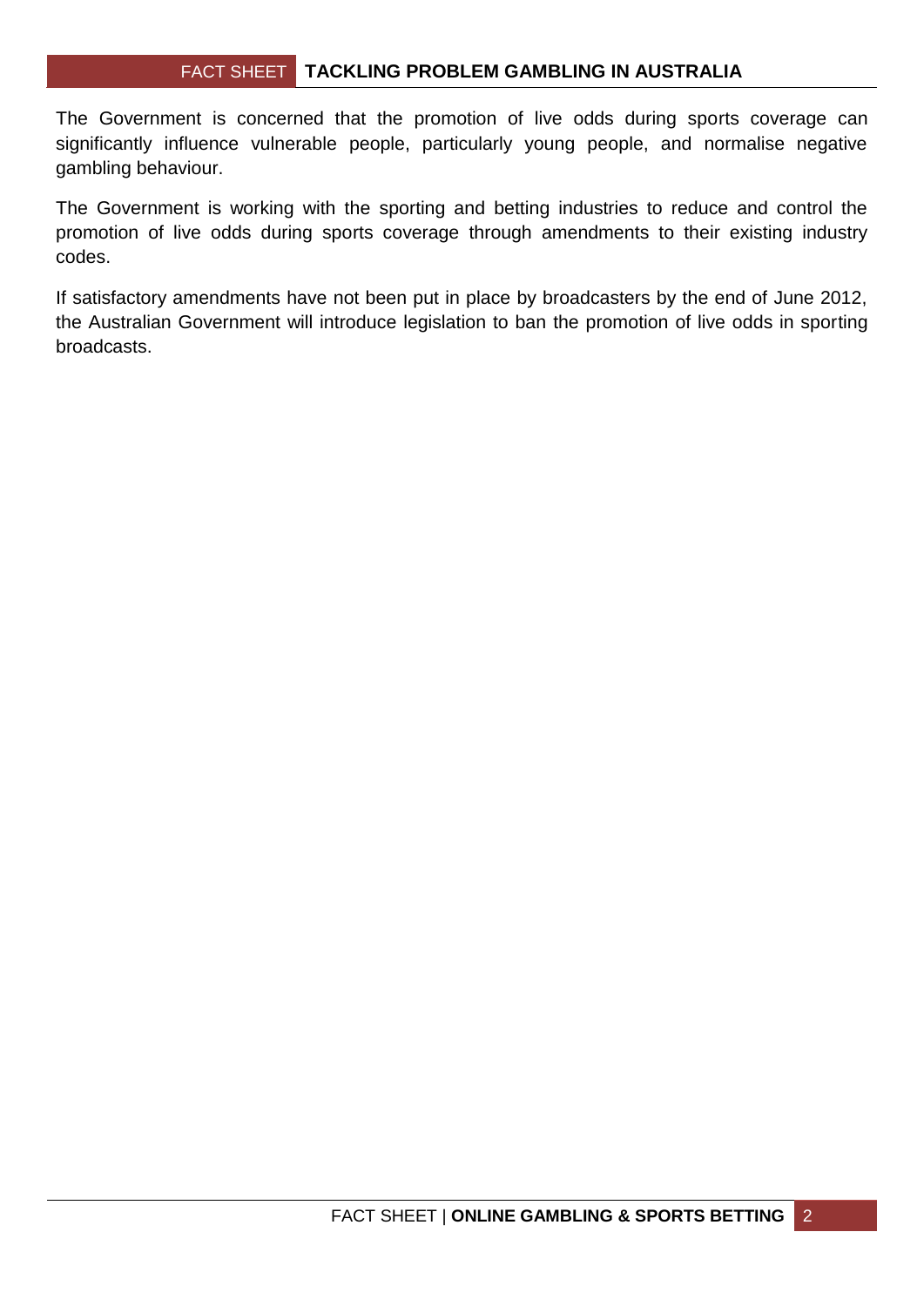The Government is concerned that the promotion of live odds during sports coverage can significantly influence vulnerable people, particularly young people, and normalise negative gambling behaviour.

The Government is working with the sporting and betting industries to reduce and control the promotion of live odds during sports coverage through amendments to their existing industry codes.

If satisfactory amendments have not been put in place by broadcasters by the end of June 2012, the Australian Government will introduce legislation to ban the promotion of live odds in sporting broadcasts.